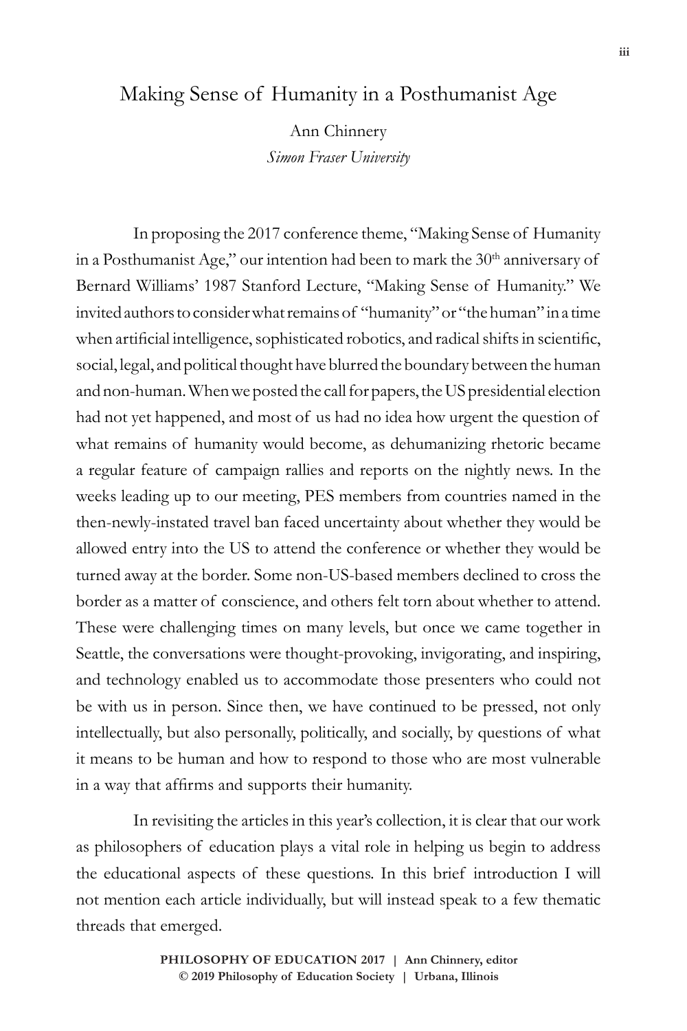# Making Sense of Humanity in a Posthumanist Age

Ann Chinnery
*Simon Fraser University*

In proposing the 2017 conference theme, "Making Sense of Humanity in a Posthumanist Age," our intention had been to mark the 30th anniversary of Bernard Williams' 1987 Stanford Lecture, "Making Sense of Humanity." We invited authors to consider what remains of "humanity" or "the human" in a time when artificial intelligence, sophisticated robotics, and radical shifts in scientific, social, legal, and political thought have blurred the boundary between the human and non-human. When we posted the call for papers, the US presidential election had not yet happened, and most of us had no idea how urgent the question of what remains of humanity would become, as dehumanizing rhetoric became a regular feature of campaign rallies and reports on the nightly news. In the weeks leading up to our meeting, PES members from countries named in the then-newly-instated travel ban faced uncertainty about whether they would be allowed entry into the US to attend the conference or whether they would be turned away at the border. Some non-US-based members declined to cross the border as a matter of conscience, and others felt torn about whether to attend. These were challenging times on many levels, but once we came together in Seattle, the conversations were thought-provoking, invigorating, and inspiring, and technology enabled us to accommodate those presenters who could not be with us in person. Since then, we have continued to be pressed, not only intellectually, but also personally, politically, and socially, by questions of what it means to be human and how to respond to those who are most vulnerable in a way that affirms and supports their humanity.

In revisiting the articles in this year's collection, it is clear that our work as philosophers of education plays a vital role in helping us begin to address the educational aspects of these questions. In this brief introduction I will not mention each article individually, but will instead speak to a few thematic threads that emerged.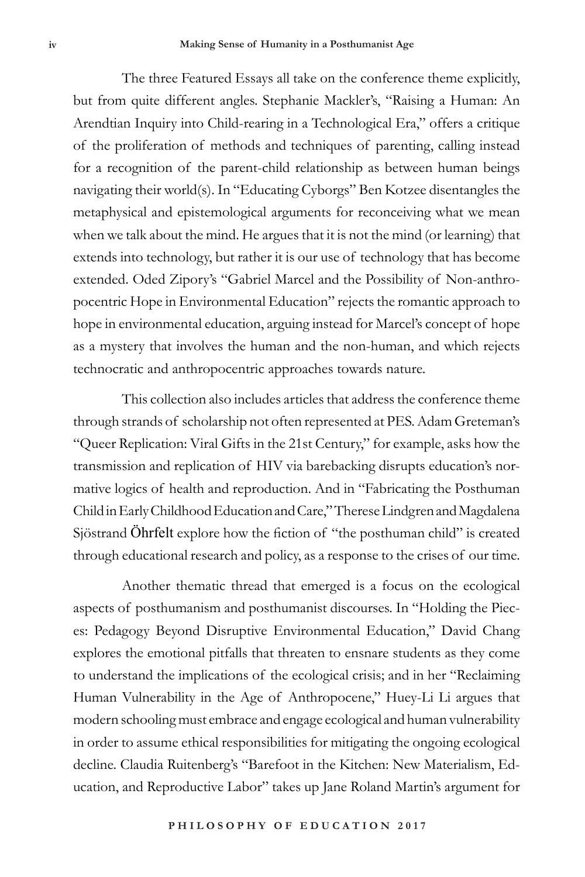The three Featured Essays all take on the conference theme explicitly, but from quite different angles. Stephanie Mackler's, "Raising a Human: An Arendtian Inquiry into Child-rearing in a Technological Era," offers a critique of the proliferation of methods and techniques of parenting, calling instead for a recognition of the parent-child relationship as between human beings navigating their world(s). In "Educating Cyborgs" Ben Kotzee disentangles the metaphysical and epistemological arguments for reconceiving what we mean when we talk about the mind. He argues that it is not the mind (or learning) that extends into technology, but rather it is our use of technology that has become extended. Oded Zipory's "Gabriel Marcel and the Possibility of Non-anthropocentric Hope in Environmental Education" rejects the romantic approach to hope in environmental education, arguing instead for Marcel's concept of hope as a mystery that involves the human and the non-human, and which rejects technocratic and anthropocentric approaches towards nature.

This collection also includes articles that address the conference theme through strands of scholarship not often represented at PES. Adam Greteman's "Queer Replication: Viral Gifts in the 21st Century," for example, asks how the transmission and replication of HIV via barebacking disrupts education's normative logics of health and reproduction. And in "Fabricating the Posthuman Child in Early Childhood Education and Care," Therese Lindgren and Magdalena Sjöstrand Öhrfelt explore how the fiction of "the posthuman child" is created through educational research and policy, as a response to the crises of our time.

Another thematic thread that emerged is a focus on the ecological aspects of posthumanism and posthumanist discourses. In "Holding the Pieces: Pedagogy Beyond Disruptive Environmental Education," David Chang explores the emotional pitfalls that threaten to ensnare students as they come to understand the implications of the ecological crisis; and in her "Reclaiming Human Vulnerability in the Age of Anthropocene," Huey-Li Li argues that modern schooling must embrace and engage ecological and human vulnerability in order to assume ethical responsibilities for mitigating the ongoing ecological decline. Claudia Ruitenberg's "Barefoot in the Kitchen: New Materialism, Education, and Reproductive Labor" takes up Jane Roland Martin's argument for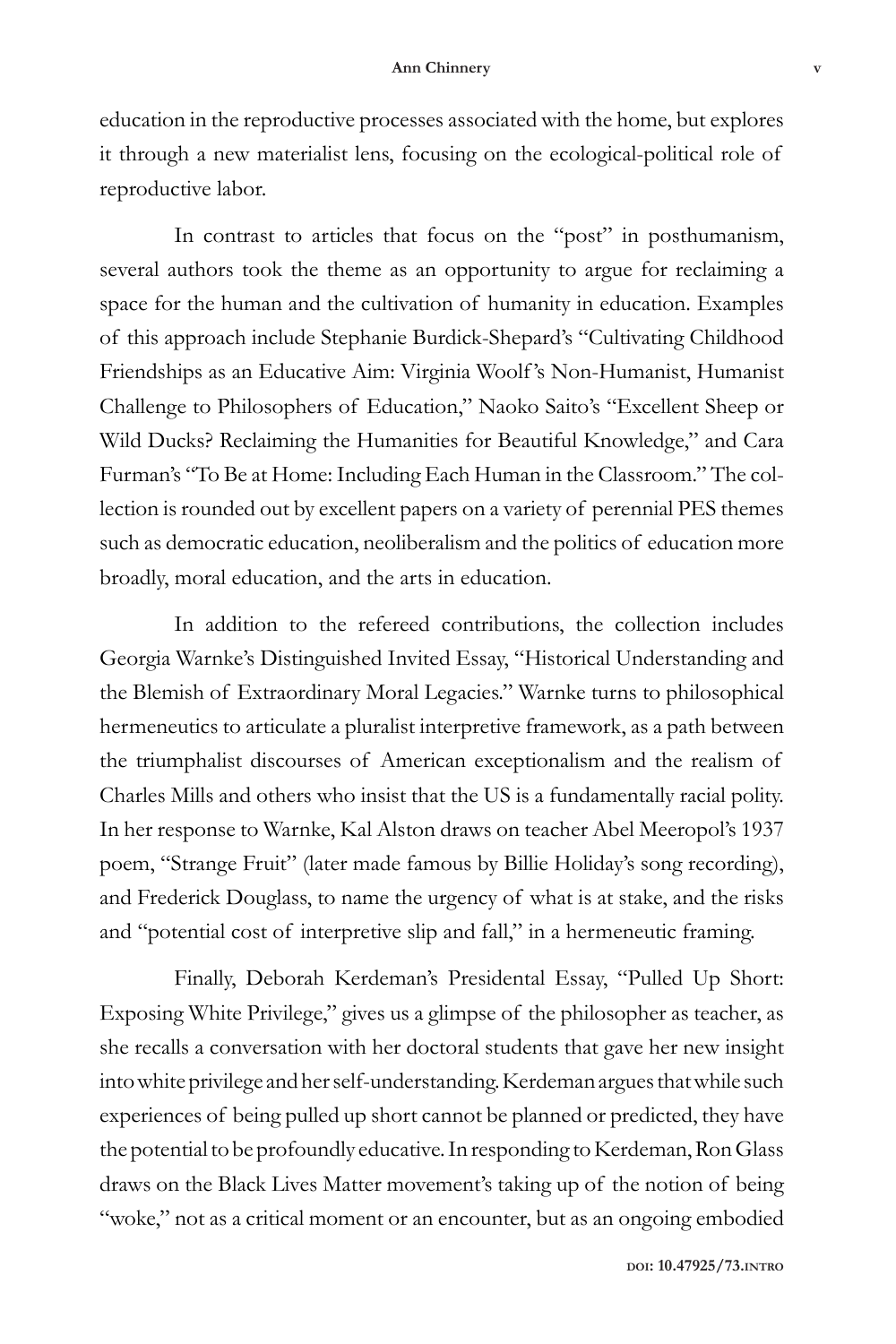education in the reproductive processes associated with the home, but explores it through a new materialist lens, focusing on the ecological-political role of reproductive labor.

In contrast to articles that focus on the "post" in posthumanism, several authors took the theme as an opportunity to argue for reclaiming a space for the human and the cultivation of humanity in education. Examples of this approach include Stephanie Burdick-Shepard's "Cultivating Childhood Friendships as an Educative Aim: Virginia Woolf's Non-Humanist, Humanist Challenge to Philosophers of Education," Naoko Saito's "Excellent Sheep or Wild Ducks? Reclaiming the Humanities for Beautiful Knowledge," and Cara Furman's "To Be at Home: Including Each Human in the Classroom." The collection is rounded out by excellent papers on a variety of perennial PES themes such as democratic education, neoliberalism and the politics of education more broadly, moral education, and the arts in education.

In addition to the refereed contributions, the collection includes Georgia Warnke's Distinguished Invited Essay, "Historical Understanding and the Blemish of Extraordinary Moral Legacies." Warnke turns to philosophical hermeneutics to articulate a pluralist interpretive framework, as a path between the triumphalist discourses of American exceptionalism and the realism of Charles Mills and others who insist that the US is a fundamentally racial polity. In her response to Warnke, Kal Alston draws on teacher Abel Meeropol's 1937 poem, "Strange Fruit" (later made famous by Billie Holiday's song recording), and Frederick Douglass, to name the urgency of what is at stake, and the risks and "potential cost of interpretive slip and fall," in a hermeneutic framing.

Finally, Deborah Kerdeman's Presidental Essay, "Pulled Up Short: Exposing White Privilege," gives us a glimpse of the philosopher as teacher, as she recalls a conversation with her doctoral students that gave her new insight into white privilege and her self-understanding. Kerdeman argues that while such experiences of being pulled up short cannot be planned or predicted, they have the potential to be profoundly educative. In responding to Kerdeman, Ron Glass draws on the Black Lives Matter movement's taking up of the notion of being "woke," not as a critical moment or an encounter, but as an ongoing embodied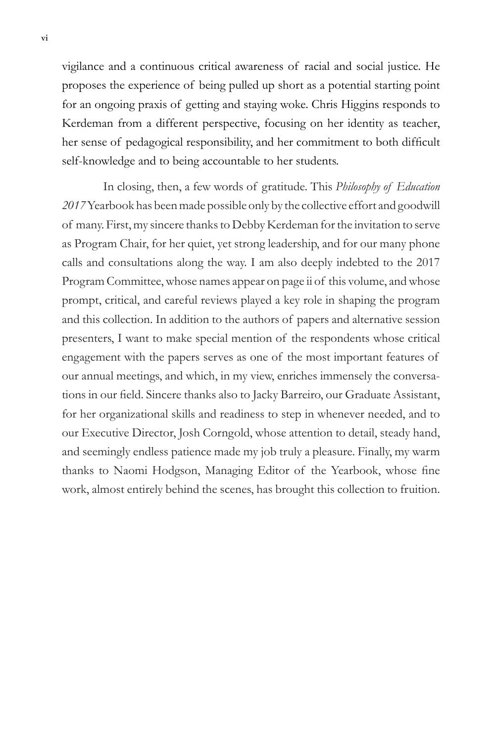vigilance and a continuous critical awareness of racial and social justice. He proposes the experience of being pulled up short as a potential starting point for an ongoing praxis of getting and staying woke. Chris Higgins responds to Kerdeman from a different perspective, focusing on her identity as teacher, her sense of pedagogical responsibility, and her commitment to both difficult self-knowledge and to being accountable to her students.

In closing, then, a few words of gratitude. This *Philosophy of Education 2017* Yearbook has been made possible only by the collective effort and goodwill of many. First, my sincere thanks to Debby Kerdeman for the invitation to serve as Program Chair, for her quiet, yet strong leadership, and for our many phone calls and consultations along the way. I am also deeply indebted to the 2017 Program Committee, whose names appear on page ii of this volume, and whose prompt, critical, and careful reviews played a key role in shaping the program and this collection. In addition to the authors of papers and alternative session presenters, I want to make special mention of the respondents whose critical engagement with the papers serves as one of the most important features of our annual meetings, and which, in my view, enriches immensely the conversations in our field. Sincere thanks also to Jacky Barreiro, our Graduate Assistant, for her organizational skills and readiness to step in whenever needed, and to our Executive Director, Josh Corngold, whose attention to detail, steady hand, and seemingly endless patience made my job truly a pleasure. Finally, my warm thanks to Naomi Hodgson, Managing Editor of the Yearbook, whose fine work, almost entirely behind the scenes, has brought this collection to fruition.